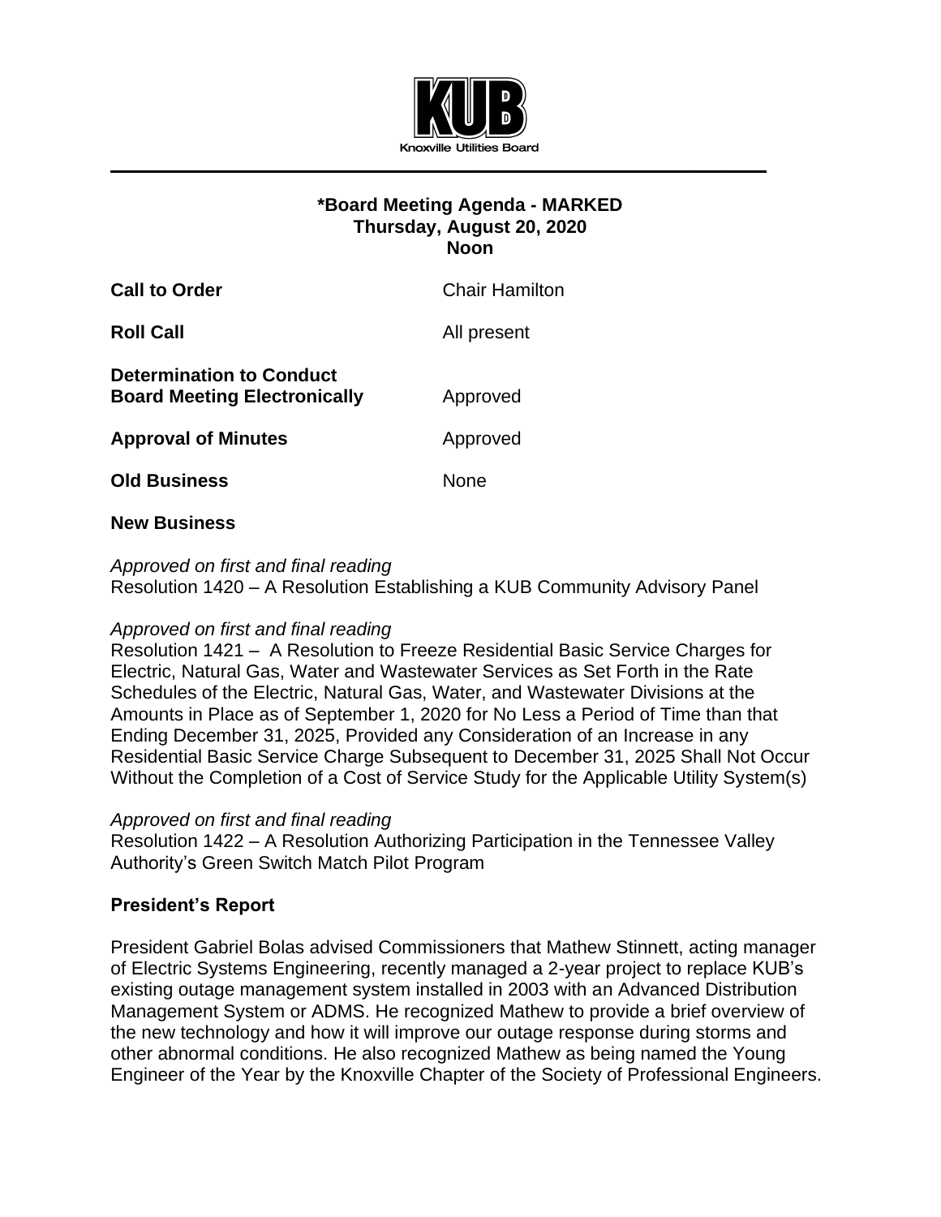Knoxville Utilities Board

# *Board Meeting Agenda - MARKED
## Thursday, August 20, 2020
## Noon

| | |
|---|---|
| **Call to Order** | Chair Hamilton |
| **Roll Call** | All present |
| **Determination to Conduct Board Meeting Electronically** | Approved |
| **Approval of Minutes** | Approved |
| **Old Business** | None |

**New Business**

*Approved on first and final reading*
Resolution 1420 – A Resolution Establishing a KUB Community Advisory Panel

*Approved on first and final reading*
Resolution 1421 – A Resolution to Freeze Residential Basic Service Charges for Electric, Natural Gas, Water and Wastewater Services as Set Forth in the Rate Schedules of the Electric, Natural Gas, Water, and Wastewater Divisions at the Amounts in Place as of September 1, 2020 for No Less a Period of Time than that Ending December 31, 2025, Provided any Consideration of an Increase in any Residential Basic Service Charge Subsequent to December 31, 2025 Shall Not Occur Without the Completion of a Cost of Service Study for the Applicable Utility System(s)

*Approved on first and final reading*
Resolution 1422 – A Resolution Authorizing Participation in the Tennessee Valley Authority's Green Switch Match Pilot Program

**President's Report**

President Gabriel Bolas advised Commissioners that Mathew Stinnett, acting manager of Electric Systems Engineering, recently managed a 2-year project to replace KUB's existing outage management system installed in 2003 with an Advanced Distribution Management System or ADMS. He recognized Mathew to provide a brief overview of the new technology and how it will improve our outage response during storms and other abnormal conditions. He also recognized Mathew as being named the Young Engineer of the Year by the Knoxville Chapter of the Society of Professional Engineers.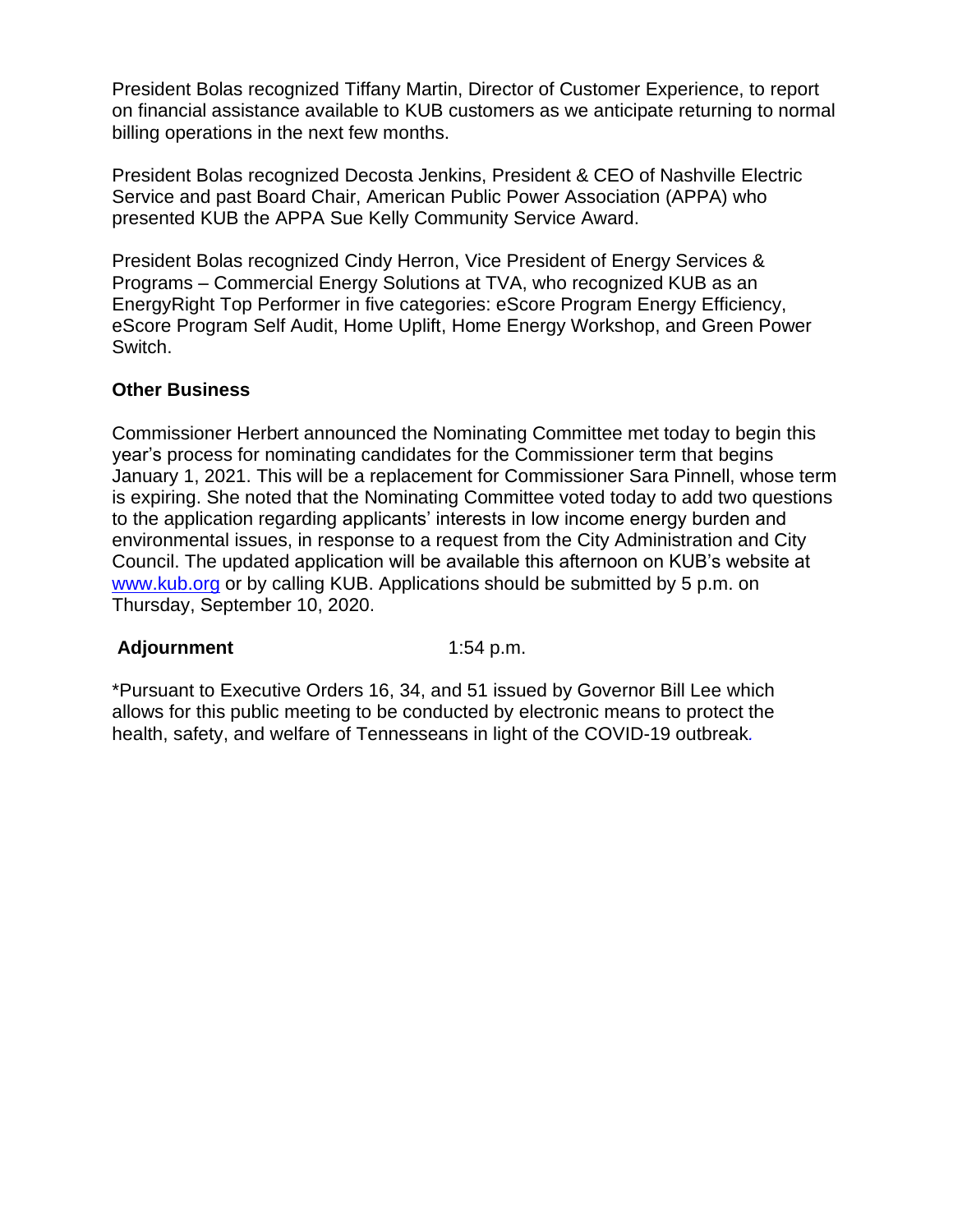President Bolas recognized Tiffany Martin, Director of Customer Experience, to report on financial assistance available to KUB customers as we anticipate returning to normal billing operations in the next few months.

President Bolas recognized Decosta Jenkins, President & CEO of Nashville Electric Service and past Board Chair, American Public Power Association (APPA) who presented KUB the APPA Sue Kelly Community Service Award.

President Bolas recognized Cindy Herron, Vice President of Energy Services & Programs – Commercial Energy Solutions at TVA, who recognized KUB as an EnergyRight Top Performer in five categories: eScore Program Energy Efficiency, eScore Program Self Audit, Home Uplift, Home Energy Workshop, and Green Power Switch.

**Other Business**

Commissioner Herbert announced the Nominating Committee met today to begin this year's process for nominating candidates for the Commissioner term that begins January 1, 2021. This will be a replacement for Commissioner Sara Pinnell, whose term is expiring. She noted that the Nominating Committee voted today to add two questions to the application regarding applicants' interests in low income energy burden and environmental issues, in response to a request from the City Administration and City Council. The updated application will be available this afternoon on KUB's website at www.kub.org or by calling KUB. Applications should be submitted by 5 p.m. on Thursday, September 10, 2020.

**Adjournment** 1:54 p.m.

*Pursuant to Executive Orders 16, 34, and 51 issued by Governor Bill Lee which allows for this public meeting to be conducted by electronic means to protect the health, safety, and welfare of Tennesseans in light of the COVID-19 outbreak.